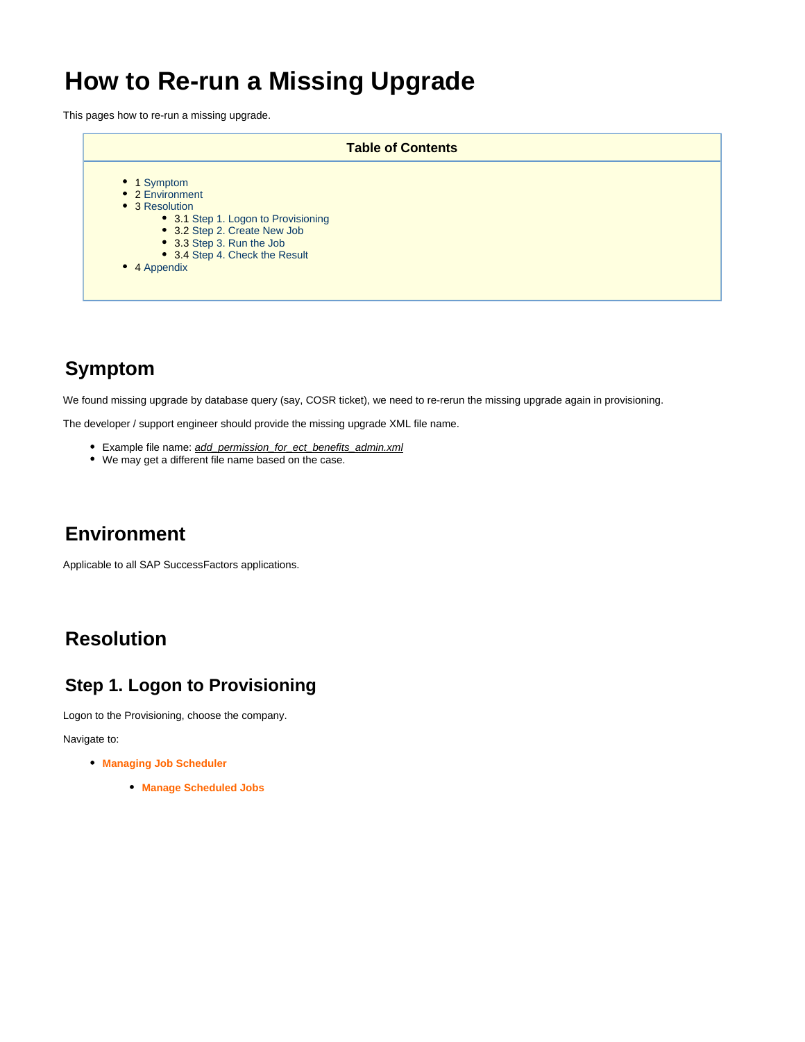# How to Re-run a Missing Upgrade

This pages how to re-run a missing upgrade.

**Table of Contents**

- 1 Symptom
- 2 Environment
- 3 Resolution
  - 3.1 Step 1. Logon to Provisioning
  - 3.2 Step 2. Create New Job
  - 3.3 Step 3. Run the Job
  - 3.4 Step 4. Check the Result
- 4 Appendix

## Symptom

We found missing upgrade by database query (say, COSR ticket), we need to re-rerun the missing upgrade again in provisioning.

The developer / support engineer should provide the missing upgrade XML file name.

- Example file name: *add_permission_for_ect_benefits_admin.xml*
- We may get a different file name based on the case.

## Environment

Applicable to all SAP SuccessFactors applications.

## Resolution

### Step 1. Logon to Provisioning

Logon to the Provisioning, choose the company.

Navigate to:

- **Managing Job Scheduler**
  - **Manage Scheduled Jobs**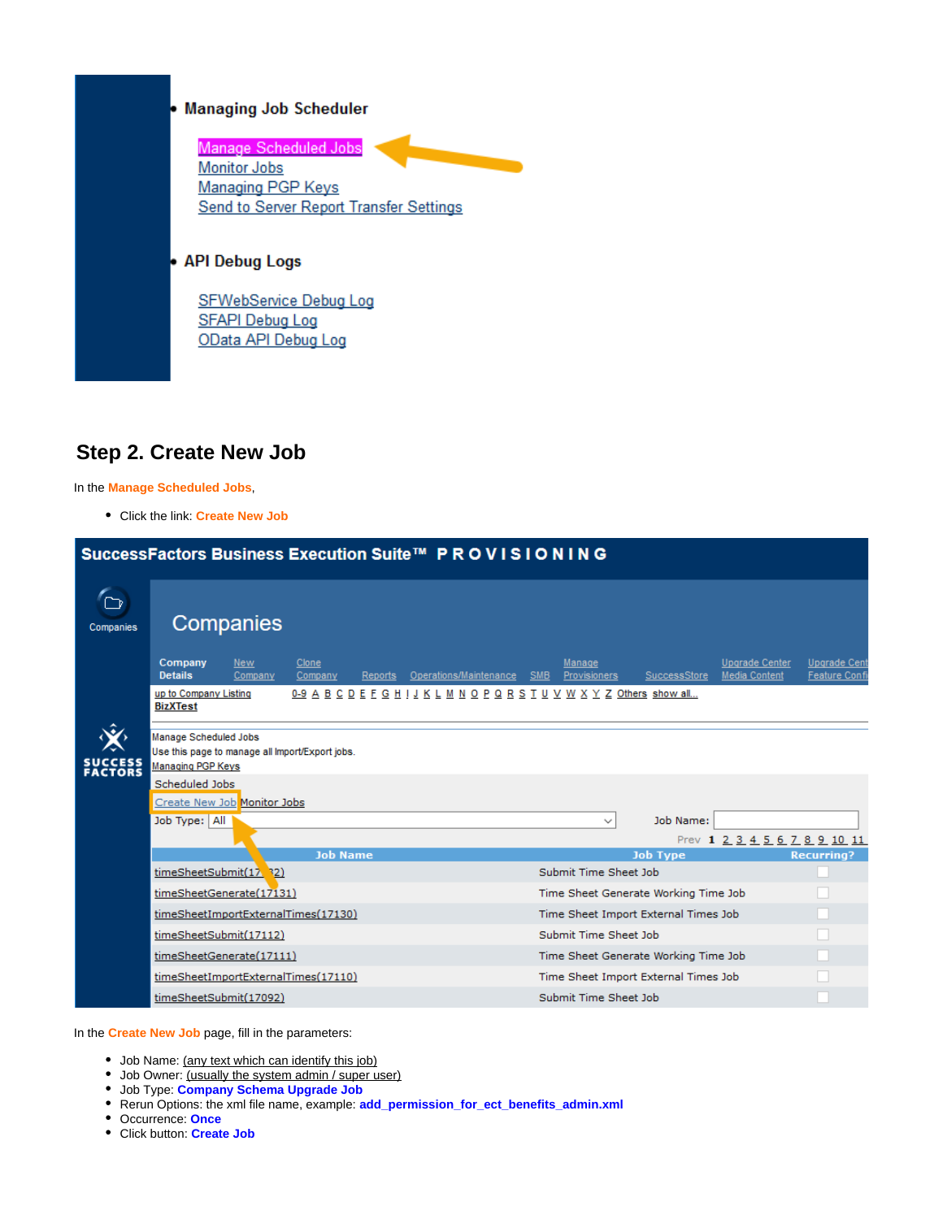- **Managing Job Scheduler**

  Manage Scheduled Jobs
  Monitor Jobs
  Managing PGP Keys
  Send to Server Report Transfer Settings

- **API Debug Logs**

  SFWebService Debug Log
  SFAPI Debug Log
  OData API Debug Log

## Step 2. Create New Job

In the **Manage Scheduled Jobs**,

- Click the link: **Create New Job**

SuccessFactors Business Execution Suite™ **PROVISIONING**

Companies

Company Details | New Company | Clone Company | Reports | Operations/Maintenance | SMB | Manage Provisioners | SuccessStore | Upgrade Center Media Content | Upgrade Cent Feature Confi

up to Company Listing 0-9 A B C D E F G H I J K L M N O P Q R S T U V W X Y Z Others show all...
BizXTest

Manage Scheduled Jobs
Use this page to manage all Import/Export jobs.
Managing PGP Keys

Scheduled Jobs
Create New Job Monitor Jobs
Job Type: All Job Name:

Prev 1 2 3 4 5 6 7 8 9 10 11

| Job Name | Job Type | Recurring? |
|---|---|---|
| timeSheetSubmit(17132) | Submit Time Sheet Job | |
| timeSheetGenerate(17131) | Time Sheet Generate Working Time Job | |
| timeSheetImportExternalTimes(17130) | Time Sheet Import External Times Job | |
| timeSheetSubmit(17112) | Submit Time Sheet Job | |
| timeSheetGenerate(17111) | Time Sheet Generate Working Time Job | |
| timeSheetImportExternalTimes(17110) | Time Sheet Import External Times Job | |
| timeSheetSubmit(17092) | Submit Time Sheet Job | |

In the **Create New Job** page, fill in the parameters:

- Job Name: (any text which can identify this job)
- Job Owner: (usually the system admin / super user)
- Job Type: **Company Schema Upgrade Job**
- Rerun Options: the xml file name, example: **add_permission_for_ect_benefits_admin.xml**
- Occurrence: **Once**
- Click button: **Create Job**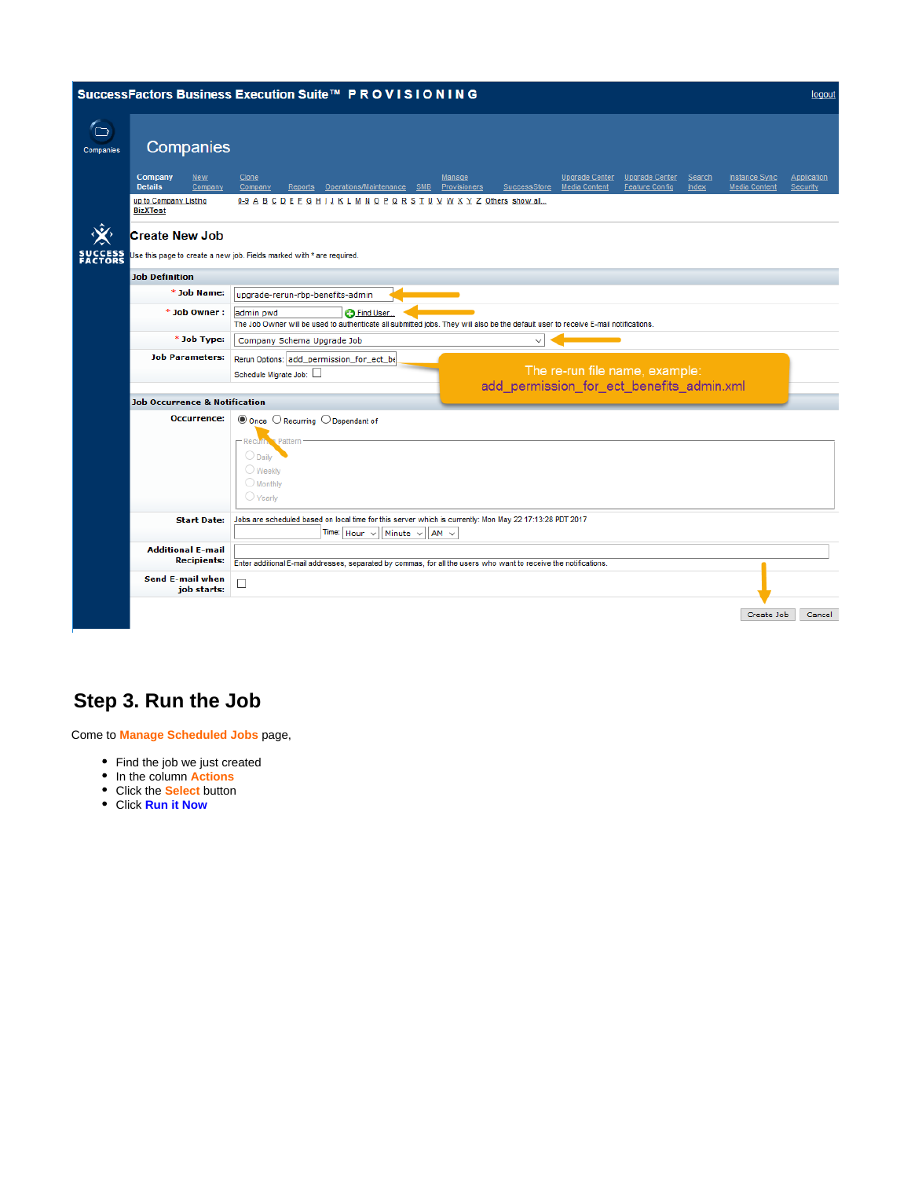SuccessFactors Business Execution Suite™ PROVISIONING

logout

Companies

Company Details | New Company | Clone Company | Reports | Operations/Maintenance | SMB | Manage Provisioners | SuccessStore | Upgrade Center Media Content | Upgrade Center Feature Config | Search Index | Instance Sync Media Content | Application Security

up to Company Listing
BizXTest

0-9 A B C D E F G H I J K L M N O P Q R S T U V W X Y Z Others show all...

Create New Job

Use this page to create a new job. Fields marked with * are required.

**Job Definition**

- * Job Name: upgrade-rerun-rbp-benefits-admin
- * Job Owner: admin pwd — Find User...
  The Job Owner will be used to authenticate all submitted jobs. They will also be the default user to receive E-mail notifications.
- * Job Type: Company Schema Upgrade Job
- Job Parameters: Rerun Options: add_permission_for_ect_be
  Schedule Migrate Job:

The re-run file name, example: add_permission_for_ect_benefits_admin.xml

**Job Occurrence & Notification**

- Occurrence: Once / Recurring / Dependent of
  Recurring Pattern: Daily, Weekly, Monthly, Yearly
- Start Date: Jobs are scheduled based on local time for this server which is currently: Mon May 22 17:13:28 PDT 2017
  Time: Hour Minute AM
- Additional E-mail Recipients:
  Enter additional E-mail addresses, separated by commas, for all the users who want to receive the notifications.
- Send E-mail when job starts:

Create Job | Cancel

## Step 3. Run the Job

Come to **Manage Scheduled Jobs** page,

- Find the job we just created
- In the column **Actions**
- Click the **Select** button
- Click **Run it Now**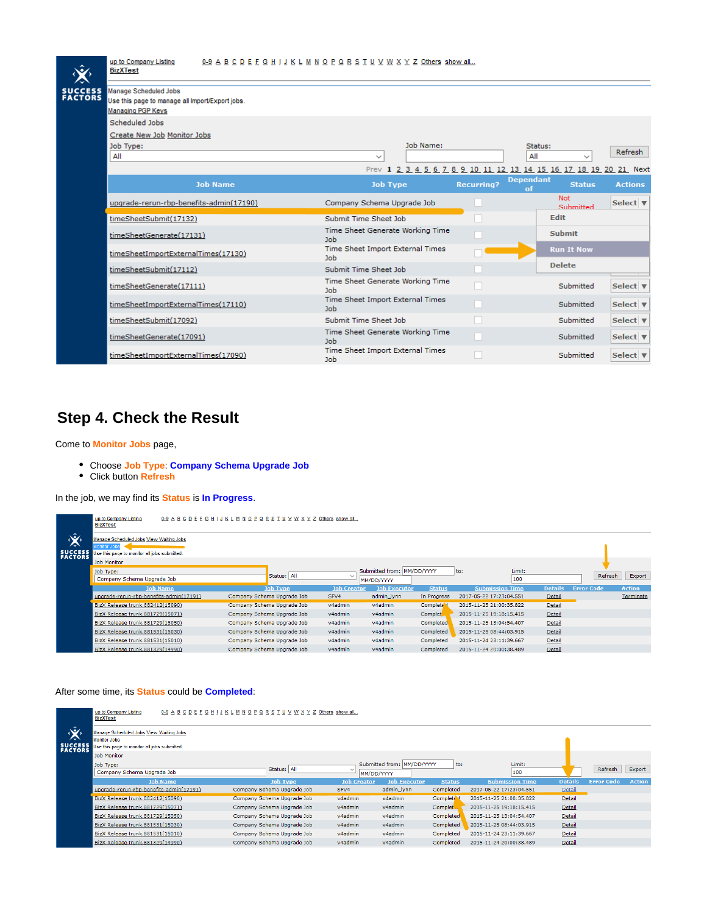| Job Name | Job Type | Recurring? | Dependant of | Status | Actions |
|---|---|---|---|---|---|
| upgrade-rerun-rbp-benefits-admin(17190) | Company Schema Upgrade Job | | | Not Submitted | Select |
| timeSheetSubmit(17132) | Submit Time Sheet Job | | | | Edit |
| timeSheetGenerate(17131) | Time Sheet Generate Working Time Job | | | | Submit |
| timeSheetImportExternalTimes(17130) | Time Sheet Import External Times Job | | | | Run It Now |
| timeSheetSubmit(17112) | Submit Time Sheet Job | | | | Delete |
| timeSheetGenerate(17111) | Time Sheet Generate Working Time Job | | | Submitted | Select |
| timeSheetImportExternalTimes(17110) | Time Sheet Import External Times Job | | | Submitted | Select |
| timeSheetSubmit(17092) | Submit Time Sheet Job | | | Submitted | Select |
| timeSheetGenerate(17091) | Time Sheet Generate Working Time Job | | | Submitted | Select |
| timeSheetImportExternalTimes(17090) | Time Sheet Import External Times Job | | | Submitted | Select |

## Step 4. Check the Result

Come to **Monitor Jobs** page,

- Choose **Job Type**: **Company Schema Upgrade Job**
- Click button **Refresh**

In the job, we may find its **Status** is **In Progress**.

| Job Name | Job Type | Job Creator | Job Executor | Status | Submission Time | Details | Error Code | Action |
|---|---|---|---|---|---|---|---|---|
| upgrade-rerun-rbp-benefits-admin(17191) | Company Schema Upgrade Job | SFV4 | admin_lynn | In Progress | 2017-05-22 17:23:04.551 | Detail | | Terminate |
| BizX Release trunk.882412(15090) | Company Schema Upgrade Job | v4admin | v4admin | Completed | 2015-11-25 21:00:35.822 | Detail | | |
| BizX Release trunk.881729(15071) | Company Schema Upgrade Job | v4admin | v4admin | Completed | 2015-11-25 19:18:15.415 | Detail | | |
| BizX Release trunk.881729(15050) | Company Schema Upgrade Job | v4admin | v4admin | Completed | 2015-11-25 13:04:54.407 | Detail | | |
| BizX Release trunk.881531(15030) | Company Schema Upgrade Job | v4admin | v4admin | Completed | 2015-11-25 08:44:03.915 | Detail | | |
| BizX Release trunk.881531(15010) | Company Schema Upgrade Job | v4admin | v4admin | Completed | 2015-11-24 23:11:39.667 | Detail | | |
| BizX Release trunk.881329(14990) | Company Schema Upgrade Job | v4admin | v4admin | Completed | 2015-11-24 20:00:38.489 | Detail | | |

After some time, its **Status** could be **Completed**:

| Job Name | Job Type | Job Creator | Job Executor | Status | Submission Time | Details | Error Code | Action |
|---|---|---|---|---|---|---|---|---|
| upgrade-rerun-rbp-benefits-admin(17191) | Company Schema Upgrade Job | SFV4 | admin_lynn | Completed | 2017-05-22 17:23:04.551 | Detail | | |
| BizX Release trunk.882412(15090) | Company Schema Upgrade Job | v4admin | v4admin | Completed | 2015-11-25 21:00:35.822 | Detail | | |
| BizX Release trunk.881729(15071) | Company Schema Upgrade Job | v4admin | v4admin | Completed | 2015-11-25 19:18:15.415 | Detail | | |
| BizX Release trunk.881729(15050) | Company Schema Upgrade Job | v4admin | v4admin | Completed | 2015-11-25 13:04:54.407 | Detail | | |
| BizX Release trunk.881531(15030) | Company Schema Upgrade Job | v4admin | v4admin | Completed | 2015-11-25 08:44:03.915 | Detail | | |
| BizX Release trunk.881531(15010) | Company Schema Upgrade Job | v4admin | v4admin | Completed | 2015-11-24 23:11:39.667 | Detail | | |
| BizX Release trunk.881329(14990) | Company Schema Upgrade Job | v4admin | v4admin | Completed | 2015-11-24 20:00:38.489 | Detail | | |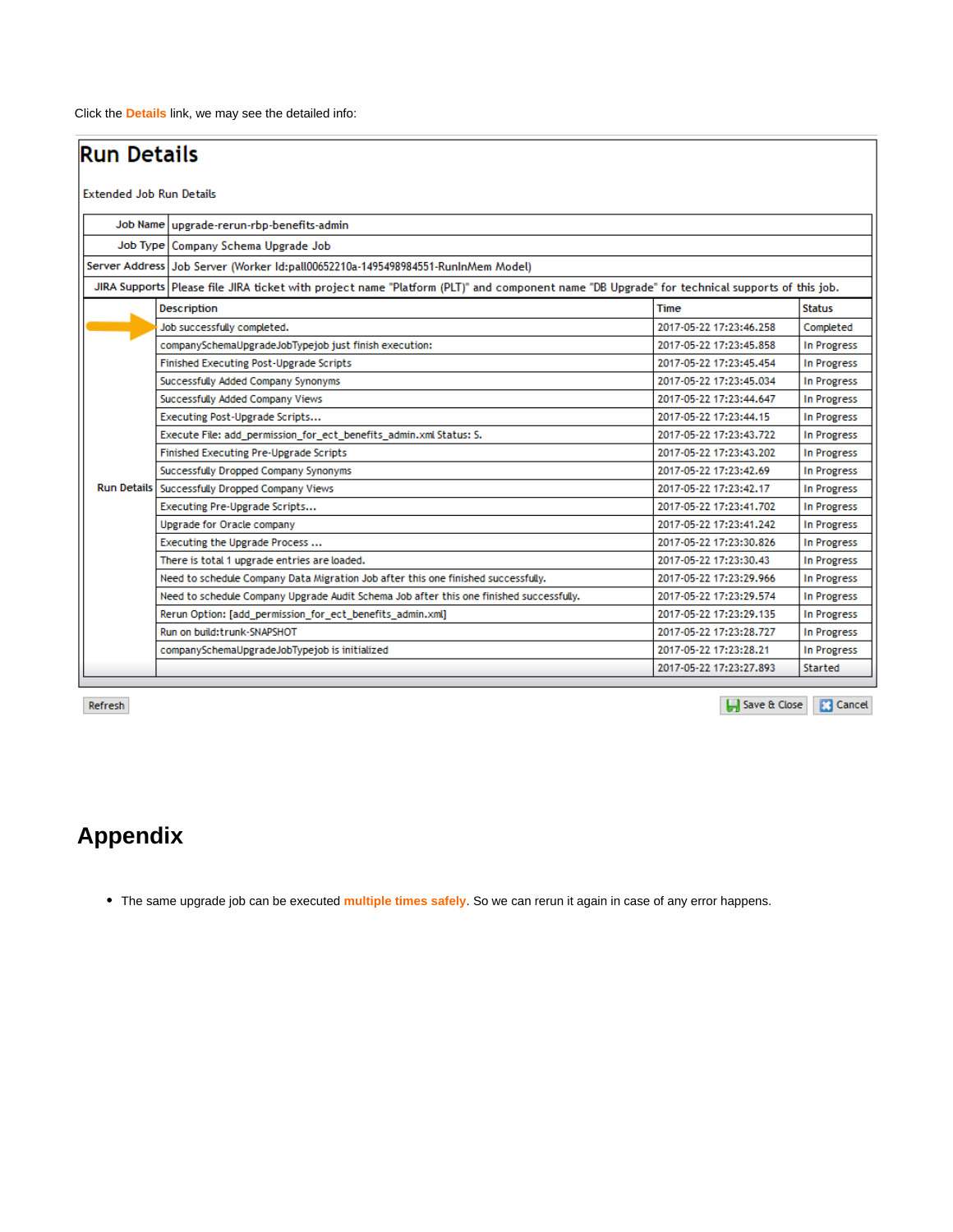Click the **Details** link, we may see the detailed info:

# Run Details

Extended Job Run Details

| | | | |
|---|---|---|---|
| Job Name | upgrade-rerun-rbp-benefits-admin | | |
| Job Type | Company Schema Upgrade Job | | |
| Server Address | Job Server (Worker Id:pall00652210a-1495498984551-RunInMem Model) | | |
| JIRA Supports | Please file JIRA ticket with project name "Platform (PLT)" and component name "DB Upgrade" for technical supports of this job. | | |
| Run Details | **Description** | **Time** | **Status** |
| | Job successfully completed. | 2017-05-22 17:23:46.258 | Completed |
| | companySchemaUpgradeJobTypejob just finish execution: | 2017-05-22 17:23:45.858 | In Progress |
| | Finished Executing Post-Upgrade Scripts | 2017-05-22 17:23:45.454 | In Progress |
| | Successfully Added Company Synonyms | 2017-05-22 17:23:45.034 | In Progress |
| | Successfully Added Company Views | 2017-05-22 17:23:44.647 | In Progress |
| | Executing Post-Upgrade Scripts... | 2017-05-22 17:23:44.15 | In Progress |
| | Execute File: add_permission_for_ect_benefits_admin.xml Status: S. | 2017-05-22 17:23:43.722 | In Progress |
| | Finished Executing Pre-Upgrade Scripts | 2017-05-22 17:23:43.202 | In Progress |
| | Successfully Dropped Company Synonyms | 2017-05-22 17:23:42.69 | In Progress |
| | Successfully Dropped Company Views | 2017-05-22 17:23:42.17 | In Progress |
| | Executing Pre-Upgrade Scripts... | 2017-05-22 17:23:41.702 | In Progress |
| | Upgrade for Oracle company | 2017-05-22 17:23:41.242 | In Progress |
| | Executing the Upgrade Process ... | 2017-05-22 17:23:30.826 | In Progress |
| | There is total 1 upgrade entries are loaded. | 2017-05-22 17:23:30.43 | In Progress |
| | Need to schedule Company Data Migration Job after this one finished successfully. | 2017-05-22 17:23:29.966 | In Progress |
| | Need to schedule Company Upgrade Audit Schema Job after this one finished successfully. | 2017-05-22 17:23:29.574 | In Progress |
| | Rerun Option: [add_permission_for_ect_benefits_admin.xml] | 2017-05-22 17:23:29.135 | In Progress |
| | Run on build:trunk-SNAPSHOT | 2017-05-22 17:23:28.727 | In Progress |
| | companySchemaUpgradeJobTypejob is initialized | 2017-05-22 17:23:28.21 | In Progress |
| | | 2017-05-22 17:23:27.893 | Started |

Refresh | Save & Close | Cancel

# Appendix

- The same upgrade job can be executed **multiple times safely**. So we can rerun it again in case of any error happens.